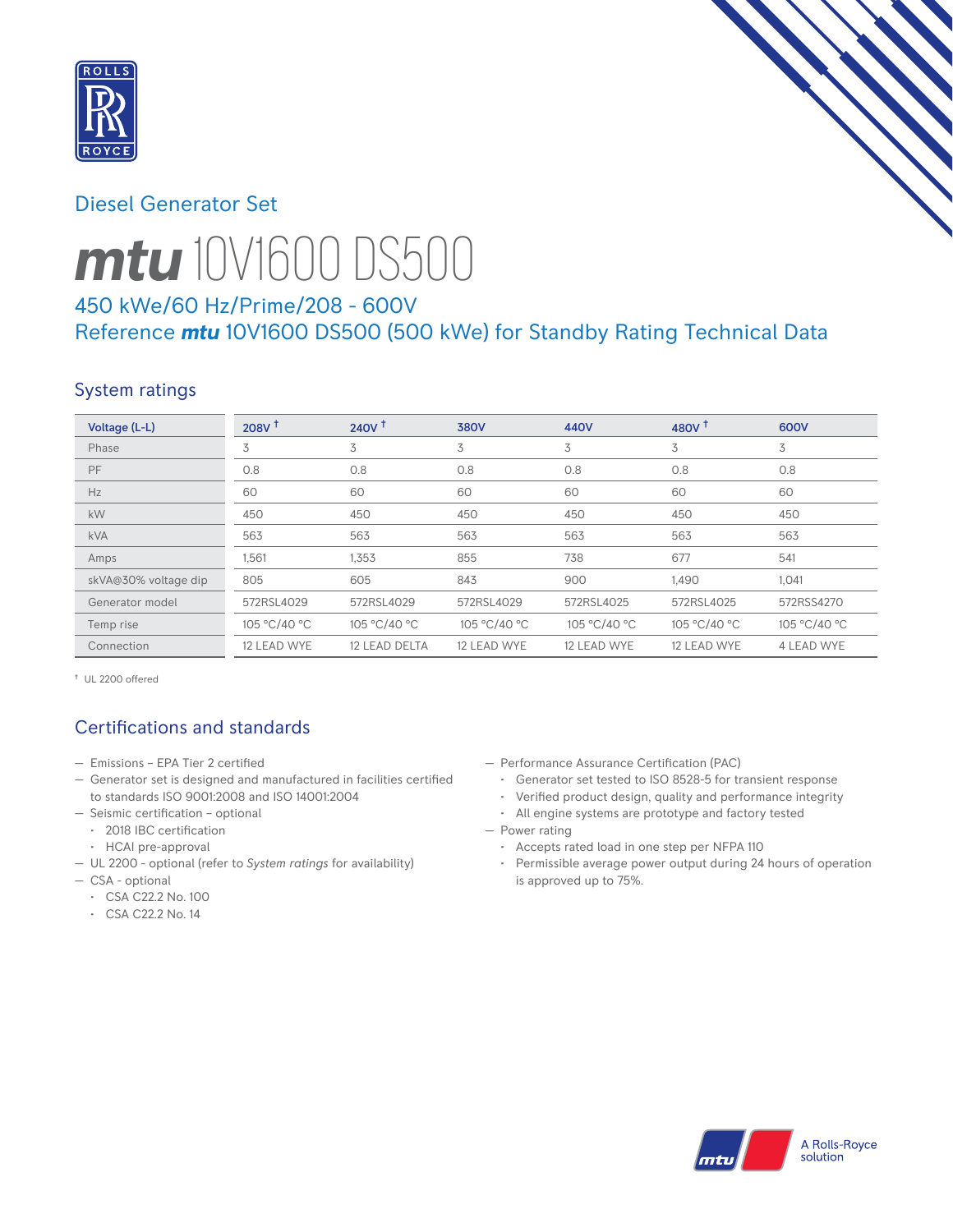Diesel Generator Set

# mtu 10V1600 DS500

## 450 kWe/60 Hz/Prime/208 - 600V
## Reference mtu 10V1600 DS500 (500 kWe) for Standby Rating Technical Data

## System ratings

| Voltage (L-L) | 208V † | 240V † | 380V | 440V | 480V † | 600V |
|---|---|---|---|---|---|---|
| Phase | 3 | 3 | 3 | 3 | 3 | 3 |
| PF | 0.8 | 0.8 | 0.8 | 0.8 | 0.8 | 0.8 |
| Hz | 60 | 60 | 60 | 60 | 60 | 60 |
| kW | 450 | 450 | 450 | 450 | 450 | 450 |
| kVA | 563 | 563 | 563 | 563 | 563 | 563 |
| Amps | 1,561 | 1,353 | 855 | 738 | 677 | 541 |
| skVA@30% voltage dip | 805 | 605 | 843 | 900 | 1,490 | 1,041 |
| Generator model | 572RSL4029 | 572RSL4029 | 572RSL4029 | 572RSL4025 | 572RSL4025 | 572RSS4270 |
| Temp rise | 105 °C/40 °C | 105 °C/40 °C | 105 °C/40 °C | 105 °C/40 °C | 105 °C/40 °C | 105 °C/40 °C |
| Connection | 12 LEAD WYE | 12 LEAD DELTA | 12 LEAD WYE | 12 LEAD WYE | 12 LEAD WYE | 4 LEAD WYE |

† UL 2200 offered

## Certifications and standards

- Emissions – EPA Tier 2 certified
- Generator set is designed and manufactured in facilities certified to standards ISO 9001:2008 and ISO 14001:2004
- Seismic certification – optional
  - 2018 IBC certification
  - HCAI pre-approval
- UL 2200 - optional (refer to *System ratings* for availability)
- CSA - optional
  - CSA C22.2 No. 100
  - CSA C22.2 No. 14
- Performance Assurance Certification (PAC)
  - Generator set tested to ISO 8528-5 for transient response
  - Verified product design, quality and performance integrity
  - All engine systems are prototype and factory tested
- Power rating
  - Accepts rated load in one step per NFPA 110
  - Permissible average power output during 24 hours of operation is approved up to 75%.

A Rolls-Royce solution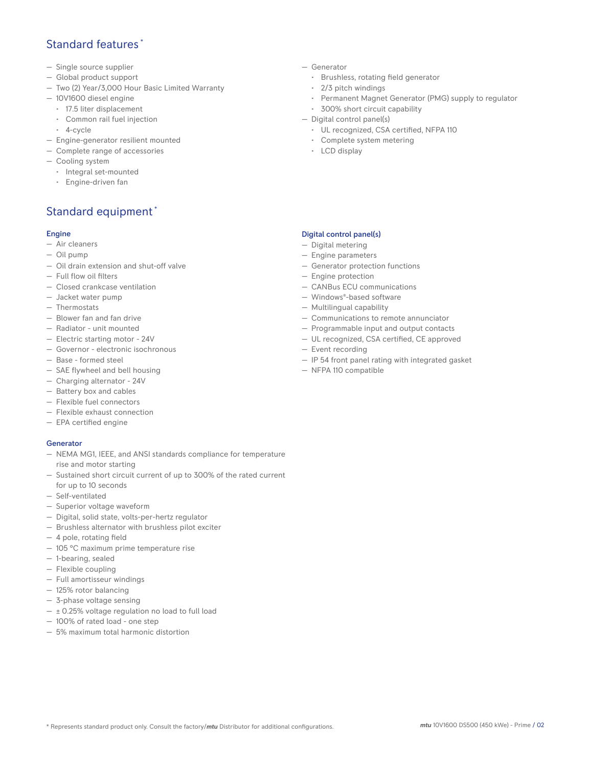## Standard features *

- Single source supplier
- Global product support
- Two (2) Year/3,000 Hour Basic Limited Warranty
- 10V1600 diesel engine
  - 17.5 liter displacement
  - Common rail fuel injection
  - 4-cycle
- Engine-generator resilient mounted
- Complete range of accessories
- Cooling system
  - Integral set-mounted
  - Engine-driven fan
- Generator
  - Brushless, rotating field generator
  - 2/3 pitch windings
  - Permanent Magnet Generator (PMG) supply to regulator
  - 300% short circuit capability
- Digital control panel(s)
  - UL recognized, CSA certified, NFPA 110
  - Complete system metering
  - LCD display

## Standard equipment *

### Engine

- Air cleaners
- Oil pump
- Oil drain extension and shut-off valve
- Full flow oil filters
- Closed crankcase ventilation
- Jacket water pump
- Thermostats
- Blower fan and fan drive
- Radiator - unit mounted
- Electric starting motor - 24V
- Governor - electronic isochronous
- Base - formed steel
- SAE flywheel and bell housing
- Charging alternator - 24V
- Battery box and cables
- Flexible fuel connectors
- Flexible exhaust connection
- EPA certified engine

### Generator

- NEMA MG1, IEEE, and ANSI standards compliance for temperature rise and motor starting
- Sustained short circuit current of up to 300% of the rated current for up to 10 seconds
- Self-ventilated
- Superior voltage waveform
- Digital, solid state, volts-per-hertz regulator
- Brushless alternator with brushless pilot exciter
- 4 pole, rotating field
- 105 °C maximum prime temperature rise
- 1-bearing, sealed
- Flexible coupling
- Full amortisseur windings
- 125% rotor balancing
- 3-phase voltage sensing
- ± 0.25% voltage regulation no load to full load
- 100% of rated load - one step
- 5% maximum total harmonic distortion

### Digital control panel(s)

- Digital metering
- Engine parameters
- Generator protection functions
- Engine protection
- CANBus ECU communications
- Windows®-based software
- Multilingual capability
- Communications to remote annunciator
- Programmable input and output contacts
- UL recognized, CSA certified, CE approved
- Event recording
- IP 54 front panel rating with integrated gasket
- NFPA 110 compatible

* Represents standard product only. Consult the factory/*mtu* Distributor for additional configurations.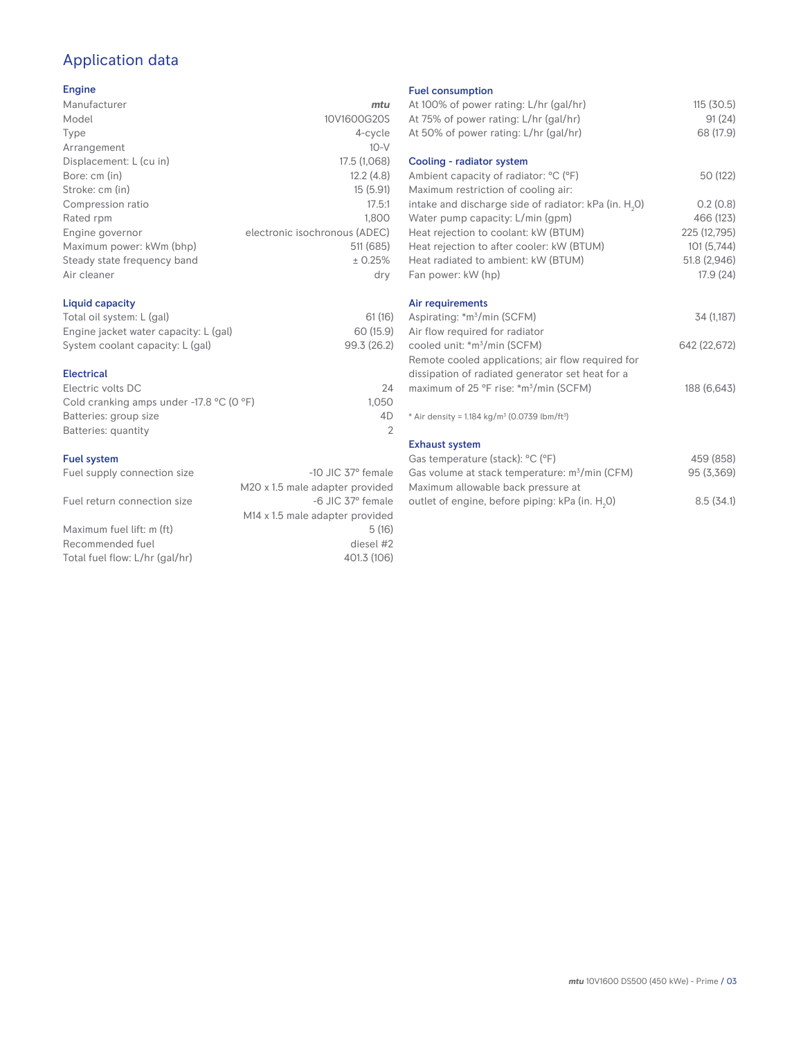# Application data

## Engine

| | |
|---|---|
| Manufacturer | *mtu* |
| Model | 10V1600G20S |
| Type | 4-cycle |
| Arrangement | 10-V |
| Displacement: L (cu in) | 17.5 (1,068) |
| Bore: cm (in) | 12.2 (4.8) |
| Stroke: cm (in) | 15 (5.91) |
| Compression ratio | 17.5:1 |
| Rated rpm | 1,800 |
| Engine governor | electronic isochronous (ADEC) |
| Maximum power: kWm (bhp) | 511 (685) |
| Steady state frequency band | ± 0.25% |
| Air cleaner | dry |

## Liquid capacity

| | |
|---|---|
| Total oil system: L (gal) | 61 (16) |
| Engine jacket water capacity: L (gal) | 60 (15.9) |
| System coolant capacity: L (gal) | 99.3 (26.2) |

## Electrical

| | |
|---|---|
| Electric volts DC | 24 |
| Cold cranking amps under -17.8 °C (0 °F) | 1,050 |
| Batteries: group size | 4D |
| Batteries: quantity | 2 |

## Fuel system

| | |
|---|---|
| Fuel supply connection size | -10 JIC 37° female<br>M20 x 1.5 male adapter provided |
| Fuel return connection size | -6 JIC 37° female<br>M14 x 1.5 male adapter provided |
| Maximum fuel lift: m (ft) | 5 (16) |
| Recommended fuel | diesel #2 |
| Total fuel flow: L/hr (gal/hr) | 401.3 (106) |

## Fuel consumption

| | |
|---|---|
| At 100% of power rating: L/hr (gal/hr) | 115 (30.5) |
| At 75% of power rating: L/hr (gal/hr) | 91 (24) |
| At 50% of power rating: L/hr (gal/hr) | 68 (17.9) |

## Cooling - radiator system

| | |
|---|---|
| Ambient capacity of radiator: °C (°F) | 50 (122) |
| Maximum restriction of cooling air: intake and discharge side of radiator: kPa (in. $H_2O$) | 0.2 (0.8) |
| Water pump capacity: L/min (gpm) | 466 (123) |
| Heat rejection to coolant: kW (BTUM) | 225 (12,795) |
| Heat rejection to after cooler: kW (BTUM) | 101 (5,744) |
| Heat radiated to ambient: kW (BTUM) | 51.8 (2,946) |
| Fan power: kW (hp) | 17.9 (24) |

## Air requirements

| | |
|---|---|
| Aspirating: *m³/min (SCFM) | 34 (1,187) |
| Air flow required for radiator cooled unit: *m³/min (SCFM) | 642 (22,672) |
| Remote cooled applications; air flow required for dissipation of radiated generator set heat for a maximum of 25 °F rise: *m³/min (SCFM) | 188 (6,643) |

* Air density = 1.184 kg/m³ (0.0739 lbm/ft³)

## Exhaust system

| | |
|---|---|
| Gas temperature (stack): °C (°F) | 459 (858) |
| Gas volume at stack temperature: m³/min (CFM) | 95 (3,369) |
| Maximum allowable back pressure at outlet of engine, before piping: kPa (in. $H_2O$) | 8.5 (34.1) |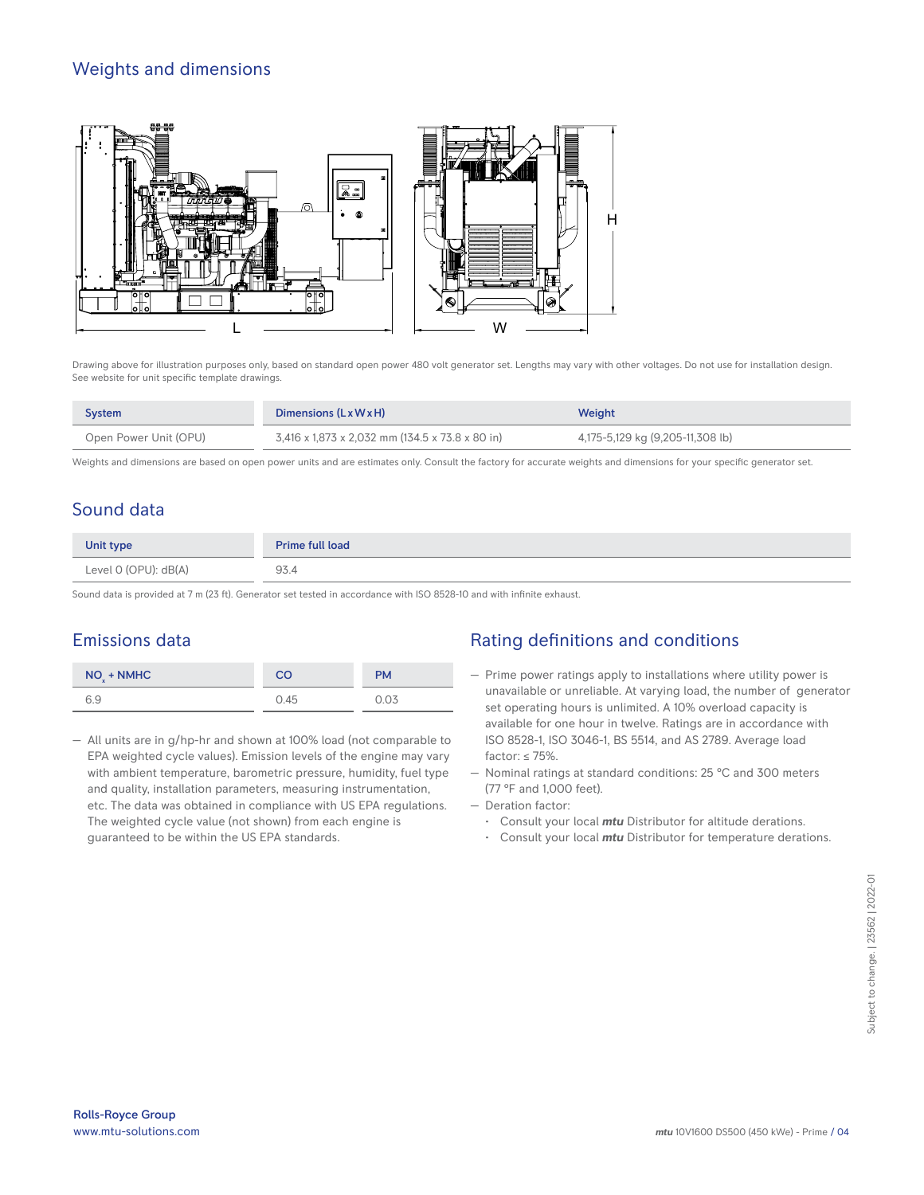## Weights and dimensions

L

W

H

Drawing above for illustration purposes only, based on standard open power 480 volt generator set. Lengths may vary with other voltages. Do not use for installation design. See website for unit specific template drawings.

| System | Dimensions (L x W x H) | Weight |
|---|---|---|
| Open Power Unit (OPU) | 3,416 x 1,873 x 2,032 mm (134.5 x 73.8 x 80 in) | 4,175-5,129 kg (9,205-11,308 lb) |

Weights and dimensions are based on open power units and are estimates only. Consult the factory for accurate weights and dimensions for your specific generator set.

## Sound data

| Unit type | Prime full load |
|---|---|
| Level 0 (OPU): dB(A) | 93.4 |

Sound data is provided at 7 m (23 ft). Generator set tested in accordance with ISO 8528-10 and with infinite exhaust.

## Emissions data

| $NO_x$ + NMHC | CO | PM |
|---|---|---|
| 6.9 | 0.45 | 0.03 |

— All units are in g/hp-hr and shown at 100% load (not comparable to EPA weighted cycle values). Emission levels of the engine may vary with ambient temperature, barometric pressure, humidity, fuel type and quality, installation parameters, measuring instrumentation, etc. The data was obtained in compliance with US EPA regulations. The weighted cycle value (not shown) from each engine is guaranteed to be within the US EPA standards.

## Rating definitions and conditions

— Prime power ratings apply to installations where utility power is unavailable or unreliable. At varying load, the number of generator set operating hours is unlimited. A 10% overload capacity is available for one hour in twelve. Ratings are in accordance with ISO 8528-1, ISO 3046-1, BS 5514, and AS 2789. Average load factor: ≤ 75%.

— Nominal ratings at standard conditions: 25 °C and 300 meters (77 °F and 1,000 feet).

— Deration factor:
- Consult your local ***mtu*** Distributor for altitude derations.
- Consult your local ***mtu*** Distributor for temperature derations.

Subject to change. | 23562 | 2022-01

Rolls-Royce Group
www.mtu-solutions.com